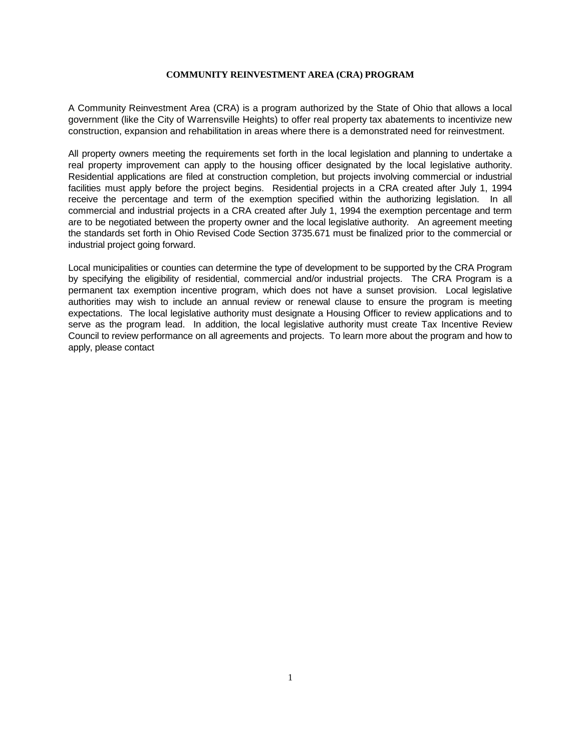# COMMUNITY REINVESTMENT AREA (CRA) PROGRAM

A Community Reinvestment Area (CRA) is a program authorized by the State of Ohio that allows a local government (like the City of Warrensville Heights) to offer real property tax abatements to incentivize new construction, expansion and rehabilitation in areas where there is a demonstrated need for reinvestment.

All property owners meeting the requirements set forth in the local legislation and planning to undertake a real property improvement can apply to the housing officer designated by the local legislative authority. Residential applications are filed at construction completion, but projects involving commercial or industrial facilities must apply before the project begins. Residential projects in a CRA created after July 1, 1994 receive the percentage and term of the exemption specified within the authorizing legislation. In all commercial and industrial projects in a CRA created after July 1, 1994 the exemption percentage and term are to be negotiated between the property owner and the local legislative authority. An agreement meeting the standards set forth in Ohio Revised Code Section 3735.671 must be finalized prior to the commercial or industrial project going forward.

Local municipalities or counties can determine the type of development to be supported by the CRA Program by specifying the eligibility of residential, commercial and/or industrial projects. The CRA Program is a permanent tax exemption incentive program, which does not have a sunset provision. Local legislative authorities may wish to include an annual review or renewal clause to ensure the program is meeting expectations. The local legislative authority must designate a Housing Officer to review applications and to serve as the program lead. In addition, the local legislative authority must create Tax Incentive Review Council to review performance on all agreements and projects. To learn more about the program and how to apply, please contact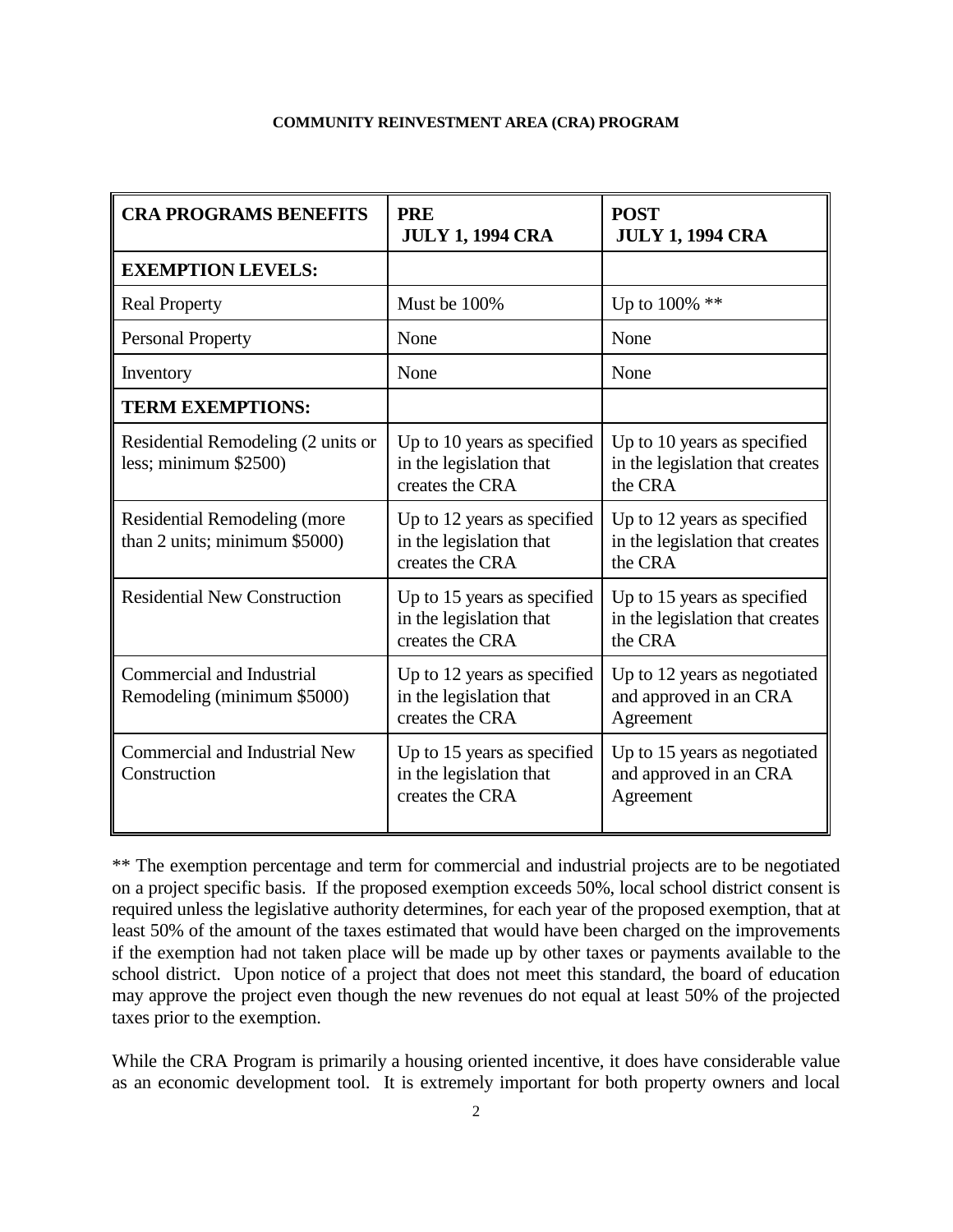**COMMUNITY REINVESTMENT AREA (CRA) PROGRAM**

| CRA PROGRAMS BENEFITS | PRE JULY 1, 1994 CRA | POST JULY 1, 1994 CRA |
|---|---|---|
| **EXEMPTION LEVELS:** | | |
| Real Property | Must be 100% | Up to 100% ** |
| Personal Property | None | None |
| Inventory | None | None |
| **TERM EXEMPTIONS:** | | |
| Residential Remodeling (2 units or less; minimum $2500) | Up to 10 years as specified in the legislation that creates the CRA | Up to 10 years as specified in the legislation that creates the CRA |
| Residential Remodeling (more than 2 units; minimum $5000) | Up to 12 years as specified in the legislation that creates the CRA | Up to 12 years as specified in the legislation that creates the CRA |
| Residential New Construction | Up to 15 years as specified in the legislation that creates the CRA | Up to 15 years as specified in the legislation that creates the CRA |
| Commercial and Industrial Remodeling (minimum $5000) | Up to 12 years as specified in the legislation that creates the CRA | Up to 12 years as negotiated and approved in an CRA Agreement |
| Commercial and Industrial New Construction | Up to 15 years as specified in the legislation that creates the CRA | Up to 15 years as negotiated and approved in an CRA Agreement |

** The exemption percentage and term for commercial and industrial projects are to be negotiated on a project specific basis. If the proposed exemption exceeds 50%, local school district consent is required unless the legislative authority determines, for each year of the proposed exemption, that at least 50% of the amount of the taxes estimated that would have been charged on the improvements if the exemption had not taken place will be made up by other taxes or payments available to the school district. Upon notice of a project that does not meet this standard, the board of education may approve the project even though the new revenues do not equal at least 50% of the projected taxes prior to the exemption.

While the CRA Program is primarily a housing oriented incentive, it does have considerable value as an economic development tool. It is extremely important for both property owners and local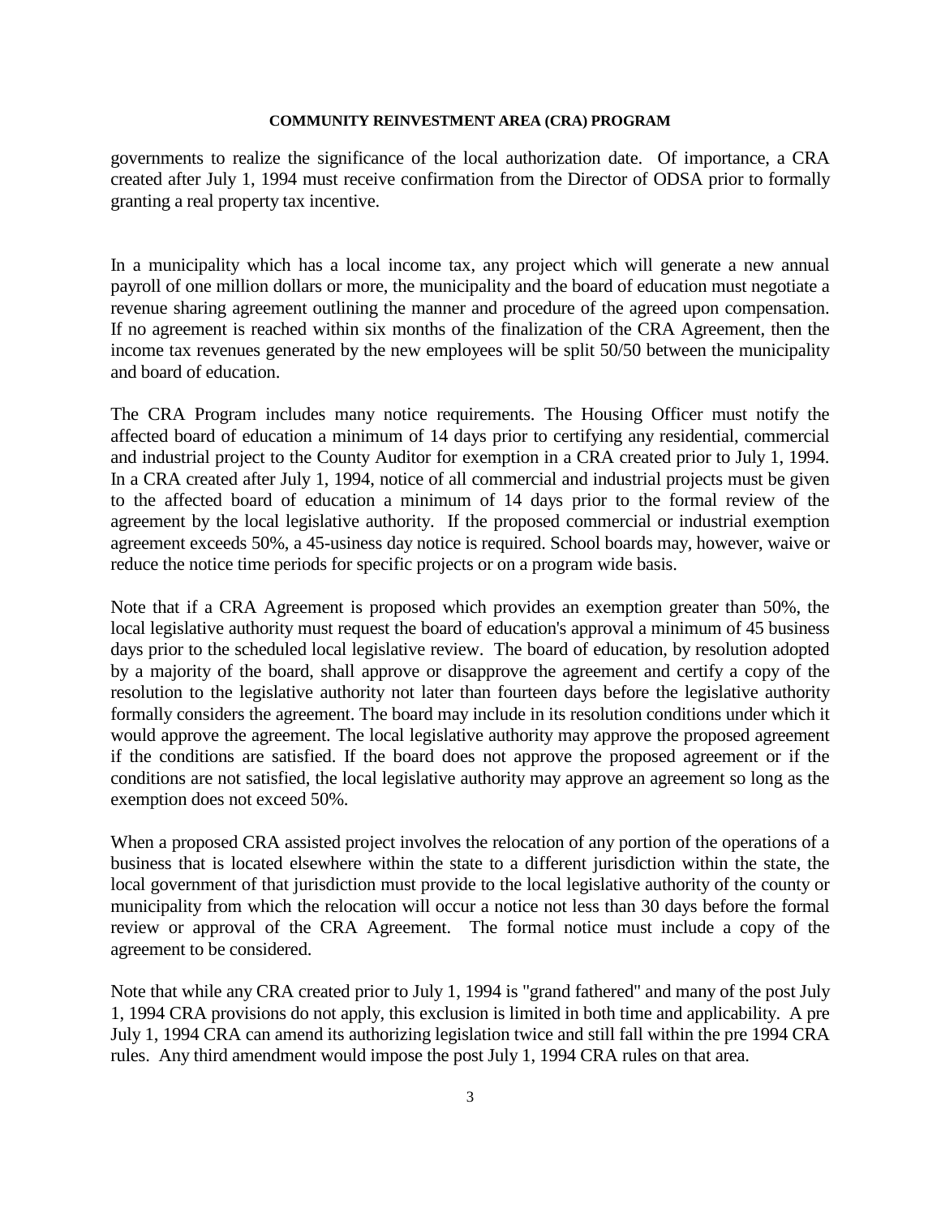governments to realize the significance of the local authorization date. Of importance, a CRA created after July 1, 1994 must receive confirmation from the Director of ODSA prior to formally granting a real property tax incentive.

In a municipality which has a local income tax, any project which will generate a new annual payroll of one million dollars or more, the municipality and the board of education must negotiate a revenue sharing agreement outlining the manner and procedure of the agreed upon compensation. If no agreement is reached within six months of the finalization of the CRA Agreement, then the income tax revenues generated by the new employees will be split 50/50 between the municipality and board of education.

The CRA Program includes many notice requirements. The Housing Officer must notify the affected board of education a minimum of 14 days prior to certifying any residential, commercial and industrial project to the County Auditor for exemption in a CRA created prior to July 1, 1994. In a CRA created after July 1, 1994, notice of all commercial and industrial projects must be given to the affected board of education a minimum of 14 days prior to the formal review of the agreement by the local legislative authority. If the proposed commercial or industrial exemption agreement exceeds 50%, a 45-usiness day notice is required. School boards may, however, waive or reduce the notice time periods for specific projects or on a program wide basis.

Note that if a CRA Agreement is proposed which provides an exemption greater than 50%, the local legislative authority must request the board of education's approval a minimum of 45 business days prior to the scheduled local legislative review. The board of education, by resolution adopted by a majority of the board, shall approve or disapprove the agreement and certify a copy of the resolution to the legislative authority not later than fourteen days before the legislative authority formally considers the agreement. The board may include in its resolution conditions under which it would approve the agreement. The local legislative authority may approve the proposed agreement if the conditions are satisfied. If the board does not approve the proposed agreement or if the conditions are not satisfied, the local legislative authority may approve an agreement so long as the exemption does not exceed 50%.

When a proposed CRA assisted project involves the relocation of any portion of the operations of a business that is located elsewhere within the state to a different jurisdiction within the state, the local government of that jurisdiction must provide to the local legislative authority of the county or municipality from which the relocation will occur a notice not less than 30 days before the formal review or approval of the CRA Agreement. The formal notice must include a copy of the agreement to be considered.

Note that while any CRA created prior to July 1, 1994 is "grand fathered" and many of the post July 1, 1994 CRA provisions do not apply, this exclusion is limited in both time and applicability. A pre July 1, 1994 CRA can amend its authorizing legislation twice and still fall within the pre 1994 CRA rules. Any third amendment would impose the post July 1, 1994 CRA rules on that area.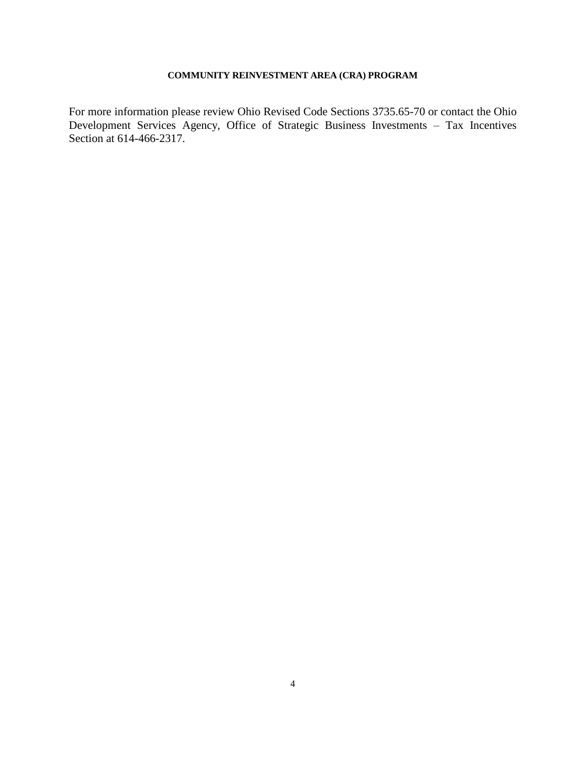**COMMUNITY REINVESTMENT AREA (CRA) PROGRAM**

For more information please review Ohio Revised Code Sections 3735.65-70 or contact the Ohio Development Services Agency, Office of Strategic Business Investments – Tax Incentives Section at 614-466-2317.